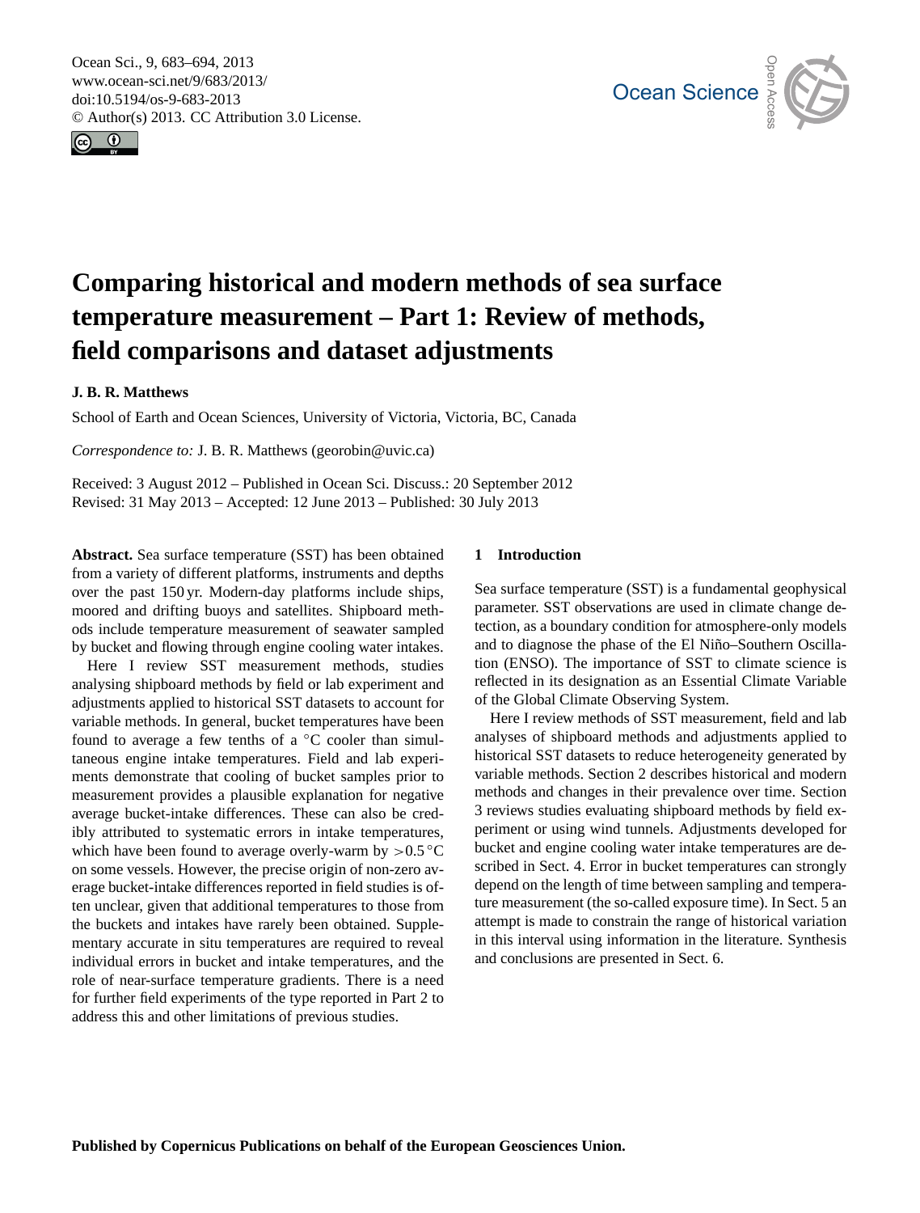# Comparing historical and modern methods of sea surface temperature measurement – Part 1: Review of methods, field comparisons and dataset adjustments

**J. B. R. Matthews**

School of Earth and Ocean Sciences, University of Victoria, Victoria, BC, Canada

*Correspondence to:* J. B. R. Matthews (georobin@uvic.ca)

Received: 3 August 2012 – Published in Ocean Sci. Discuss.: 20 September 2012
Revised: 31 May 2013 – Accepted: 12 June 2013 – Published: 30 July 2013

**Abstract.** Sea surface temperature (SST) has been obtained from a variety of different platforms, instruments and depths over the past 150 yr. Modern-day platforms include ships, moored and drifting buoys and satellites. Shipboard methods include temperature measurement of seawater sampled by bucket and flowing through engine cooling water intakes.

Here I review SST measurement methods, studies analysing shipboard methods by field or lab experiment and adjustments applied to historical SST datasets to account for variable methods. In general, bucket temperatures have been found to average a few tenths of a °C cooler than simultaneous engine intake temperatures. Field and lab experiments demonstrate that cooling of bucket samples prior to measurement provides a plausible explanation for negative average bucket-intake differences. These can also be credibly attributed to systematic errors in intake temperatures, which have been found to average overly-warm by >0.5 °C on some vessels. However, the precise origin of non-zero average bucket-intake differences reported in field studies is often unclear, given that additional temperatures to those from the buckets and intakes have rarely been obtained. Supplementary accurate in situ temperatures are required to reveal individual errors in bucket and intake temperatures, and the role of near-surface temperature gradients. There is a need for further field experiments of the type reported in Part 2 to address this and other limitations of previous studies.

## 1 Introduction

Sea surface temperature (SST) is a fundamental geophysical parameter. SST observations are used in climate change detection, as a boundary condition for atmosphere-only models and to diagnose the phase of the El Niño–Southern Oscillation (ENSO). The importance of SST to climate science is reflected in its designation as an Essential Climate Variable of the Global Climate Observing System.

Here I review methods of SST measurement, field and lab analyses of shipboard methods and adjustments applied to historical SST datasets to reduce heterogeneity generated by variable methods. Section 2 describes historical and modern methods and changes in their prevalence over time. Section 3 reviews studies evaluating shipboard methods by field experiment or using wind tunnels. Adjustments developed for bucket and engine cooling water intake temperatures are described in Sect. 4. Error in bucket temperatures can strongly depend on the length of time between sampling and temperature measurement (the so-called exposure time). In Sect. 5 an attempt is made to constrain the range of historical variation in this interval using information in the literature. Synthesis and conclusions are presented in Sect. 6.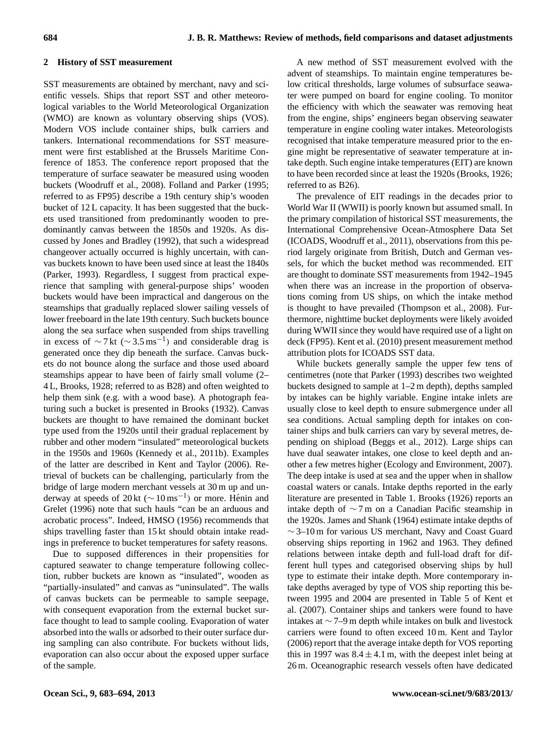## 2 History of SST measurement

SST measurements are obtained by merchant, navy and scientific vessels. Ships that report SST and other meteorological variables to the World Meteorological Organization (WMO) are known as voluntary observing ships (VOS). Modern VOS include container ships, bulk carriers and tankers. International recommendations for SST measurement were first established at the Brussels Maritime Conference of 1853. The conference report proposed that the temperature of surface seawater be measured using wooden buckets (Woodruff et al., 2008). Folland and Parker (1995; referred to as FP95) describe a 19th century ship's wooden bucket of 12 L capacity. It has been suggested that the buckets used transitioned from predominantly wooden to predominantly canvas between the 1850s and 1920s. As discussed by Jones and Bradley (1992), that such a widespread changeover actually occurred is highly uncertain, with canvas buckets known to have been used since at least the 1840s (Parker, 1993). Regardless, I suggest from practical experience that sampling with general-purpose ships' wooden buckets would have been impractical and dangerous on the steamships that gradually replaced slower sailing vessels of lower freeboard in the late 19th century. Such buckets bounce along the sea surface when suspended from ships travelling in excess of $\sim 7$ kt ($\sim 3.5\,\mathrm{m\,s^{-1}}$) and considerable drag is generated once they dip beneath the surface. Canvas buckets do not bounce along the surface and those used aboard steamships appear to have been of fairly small volume (2–4 L, Brooks, 1928; referred to as B28) and often weighted to help them sink (e.g. with a wood base). A photograph featuring such a bucket is presented in Brooks (1932). Canvas buckets are thought to have remained the dominant bucket type used from the 1920s until their gradual replacement by rubber and other modern "insulated" meteorological buckets in the 1950s and 1960s (Kennedy et al., 2011b). Examples of the latter are described in Kent and Taylor (2006). Retrieval of buckets can be challenging, particularly from the bridge of large modern merchant vessels at 30 m up and underway at speeds of 20 kt ($\sim 10\,\mathrm{m\,s^{-1}}$) or more. Hénin and Grelet (1996) note that such hauls "can be an arduous and acrobatic process". Indeed, HMSO (1956) recommends that ships travelling faster than 15 kt should obtain intake readings in preference to bucket temperatures for safety reasons.

Due to supposed differences in their propensities for captured seawater to change temperature following collection, rubber buckets are known as "insulated", wooden as "partially-insulated" and canvas as "uninsulated". The walls of canvas buckets can be permeable to sample seepage, with consequent evaporation from the external bucket surface thought to lead to sample cooling. Evaporation of water absorbed into the walls or adsorbed to their outer surface during sampling can also contribute. For buckets without lids, evaporation can also occur about the exposed upper surface of the sample.

A new method of SST measurement evolved with the advent of steamships. To maintain engine temperatures below critical thresholds, large volumes of subsurface seawater were pumped on board for engine cooling. To monitor the efficiency with which the seawater was removing heat from the engine, ships' engineers began observing seawater temperature in engine cooling water intakes. Meteorologists recognised that intake temperature measured prior to the engine might be representative of seawater temperature at intake depth. Such engine intake temperatures (EIT) are known to have been recorded since at least the 1920s (Brooks, 1926; referred to as B26).

The prevalence of EIT readings in the decades prior to World War II (WWII) is poorly known but assumed small. In the primary compilation of historical SST measurements, the International Comprehensive Ocean-Atmosphere Data Set (ICOADS, Woodruff et al., 2011), observations from this period largely originate from British, Dutch and German vessels, for which the bucket method was recommended. EIT are thought to dominate SST measurements from 1942–1945 when there was an increase in the proportion of observations coming from US ships, on which the intake method is thought to have prevailed (Thompson et al., 2008). Furthermore, nighttime bucket deployments were likely avoided during WWII since they would have required use of a light on deck (FP95). Kent et al. (2010) present measurement method attribution plots for ICOADS SST data.

While buckets generally sample the upper few tens of centimetres (note that Parker (1993) describes two weighted buckets designed to sample at 1–2 m depth), depths sampled by intakes can be highly variable. Engine intake inlets are usually close to keel depth to ensure submergence under all sea conditions. Actual sampling depth for intakes on container ships and bulk carriers can vary by several metres, depending on shipload (Beggs et al., 2012). Large ships can have dual seawater intakes, one close to keel depth and another a few metres higher (Ecology and Environment, 2007). The deep intake is used at sea and the upper when in shallow coastal waters or canals. Intake depths reported in the early literature are presented in Table 1. Brooks (1926) reports an intake depth of $\sim 7$ m on a Canadian Pacific steamship in the 1920s. James and Shank (1964) estimate intake depths of $\sim 3$–10 m for various US merchant, Navy and Coast Guard observing ships reporting in 1962 and 1963. They defined relations between intake depth and full-load draft for different hull types and categorised observing ships by hull type to estimate their intake depth. More contemporary intake depths averaged by type of VOS ship reporting this between 1995 and 2004 are presented in Table 5 of Kent et al. (2007). Container ships and tankers were found to have intakes at $\sim 7$–9 m depth while intakes on bulk and livestock carriers were found to often exceed 10 m. Kent and Taylor (2006) report that the average intake depth for VOS reporting this in 1997 was $8.4 \pm 4.1$ m, with the deepest inlet being at 26 m. Oceanographic research vessels often have dedicated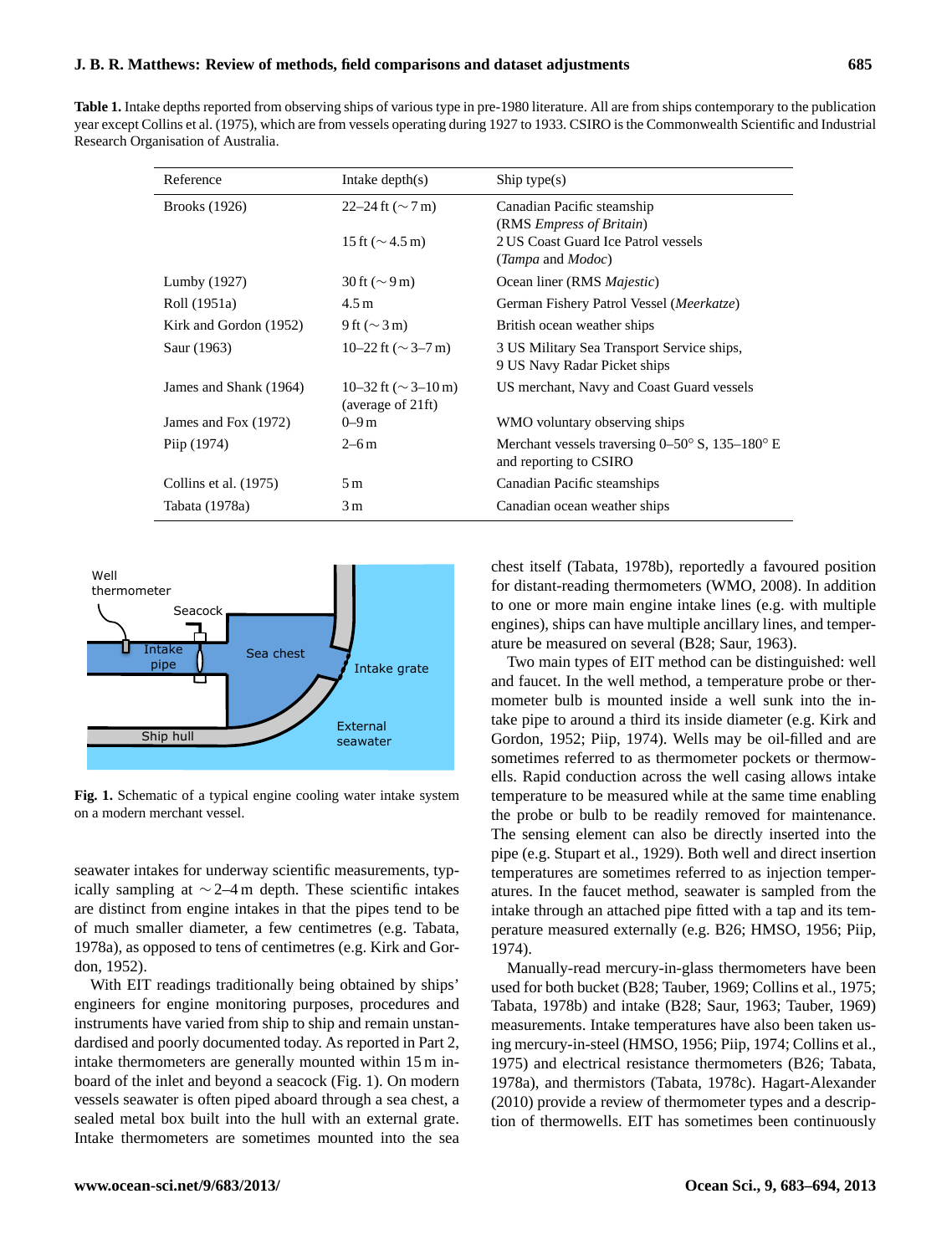**Table 1.** Intake depths reported from observing ships of various type in pre-1980 literature. All are from ships contemporary to the publication year except Collins et al. (1975), which are from vessels operating during 1927 to 1933. CSIRO is the Commonwealth Scientific and Industrial Research Organisation of Australia.

| Reference | Intake depth(s) | Ship type(s) |
|---|---|---|
| Brooks (1926) | 22–24 ft (∼7 m) | Canadian Pacific steamship (RMS *Empress of Britain*) |
| | 15 ft (∼4.5 m) | 2 US Coast Guard Ice Patrol vessels (*Tampa* and *Modoc*) |
| Lumby (1927) | 30 ft (∼9 m) | Ocean liner (RMS *Majestic*) |
| Roll (1951a) | 4.5 m | German Fishery Patrol Vessel (*Meerkatze*) |
| Kirk and Gordon (1952) | 9 ft (∼3 m) | British ocean weather ships |
| Saur (1963) | 10–22 ft (∼3–7 m) | 3 US Military Sea Transport Service ships, 9 US Navy Radar Picket ships |
| James and Shank (1964) | 10–32 ft (∼3–10 m) (average of 21ft) | US merchant, Navy and Coast Guard vessels |
| James and Fox (1972) | 0–9 m | WMO voluntary observing ships |
| Piip (1974) | 2–6 m | Merchant vessels traversing 0–50° S, 135–180° E and reporting to CSIRO |
| Collins et al. (1975) | 5 m | Canadian Pacific steamships |
| Tabata (1978a) | 3 m | Canadian ocean weather ships |

**Fig. 1.** Schematic of a typical engine cooling water intake system on a modern merchant vessel.

seawater intakes for underway scientific measurements, typically sampling at ∼2–4 m depth. These scientific intakes are distinct from engine intakes in that the pipes tend to be of much smaller diameter, a few centimetres (e.g. Tabata, 1978a), as opposed to tens of centimetres (e.g. Kirk and Gordon, 1952).

With EIT readings traditionally being obtained by ships' engineers for engine monitoring purposes, procedures and instruments have varied from ship to ship and remain unstandardised and poorly documented today. As reported in Part 2, intake thermometers are generally mounted within 15 m inboard of the inlet and beyond a seacock (Fig. 1). On modern vessels seawater is often piped aboard through a sea chest, a sealed metal box built into the hull with an external grate. Intake thermometers are sometimes mounted into the sea chest itself (Tabata, 1978b), reportedly a favoured position for distant-reading thermometers (WMO, 2008). In addition to one or more main engine intake lines (e.g. with multiple engines), ships can have multiple ancillary lines, and temperature be measured on several (B28; Saur, 1963).

Two main types of EIT method can be distinguished: well and faucet. In the well method, a temperature probe or thermometer bulb is mounted inside a well sunk into the intake pipe to around a third its inside diameter (e.g. Kirk and Gordon, 1952; Piip, 1974). Wells may be oil-filled and are sometimes referred to as thermometer pockets or thermowells. Rapid conduction across the well casing allows intake temperature to be measured while at the same time enabling the probe or bulb to be readily removed for maintenance. The sensing element can also be directly inserted into the pipe (e.g. Stupart et al., 1929). Both well and direct insertion temperatures are sometimes referred to as injection temperatures. In the faucet method, seawater is sampled from the intake through an attached pipe fitted with a tap and its temperature measured externally (e.g. B26; HMSO, 1956; Piip, 1974).

Manually-read mercury-in-glass thermometers have been used for both bucket (B28; Tauber, 1969; Collins et al., 1975; Tabata, 1978b) and intake (B28; Saur, 1963; Tauber, 1969) measurements. Intake temperatures have also been taken using mercury-in-steel (HMSO, 1956; Piip, 1974; Collins et al., 1975) and electrical resistance thermometers (B26; Tabata, 1978a), and thermistors (Tabata, 1978c). Hagart-Alexander (2010) provide a review of thermometer types and a description of thermowells. EIT has sometimes been continuously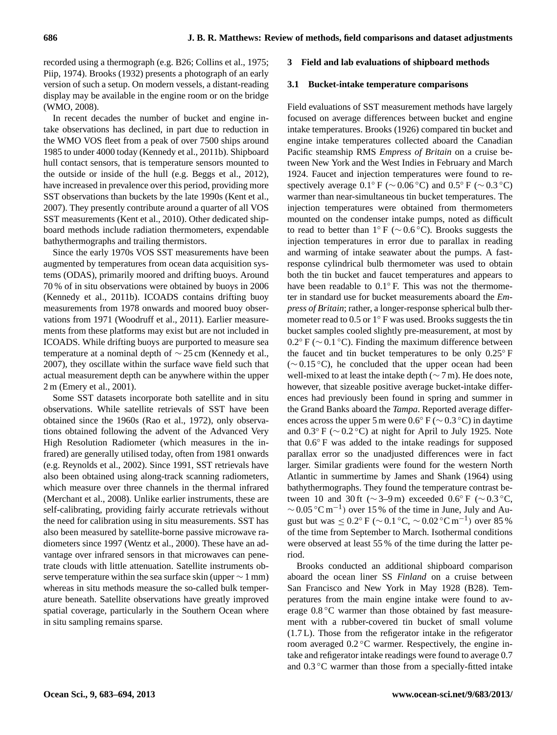recorded using a thermograph (e.g. B26; Collins et al., 1975; Piip, 1974). Brooks (1932) presents a photograph of an early version of such a setup. On modern vessels, a distant-reading display may be available in the engine room or on the bridge (WMO, 2008).

In recent decades the number of bucket and engine intake observations has declined, in part due to reduction in the WMO VOS fleet from a peak of over 7500 ships around 1985 to under 4000 today (Kennedy et al., 2011b). Shipboard hull contact sensors, that is temperature sensors mounted to the outside or inside of the hull (e.g. Beggs et al., 2012), have increased in prevalence over this period, providing more SST observations than buckets by the late 1990s (Kent et al., 2007). They presently contribute around a quarter of all VOS SST measurements (Kent et al., 2010). Other dedicated shipboard methods include radiation thermometers, expendable bathythermographs and trailing thermistors.

Since the early 1970s VOS SST measurements have been augmented by temperatures from ocean data acquisition systems (ODAS), primarily moored and drifting buoys. Around 70 % of in situ observations were obtained by buoys in 2006 (Kennedy et al., 2011b). ICOADS contains drifting buoy measurements from 1978 onwards and moored buoy observations from 1971 (Woodruff et al., 2011). Earlier measurements from these platforms may exist but are not included in ICOADS. While drifting buoys are purported to measure sea temperature at a nominal depth of $\sim 25$ cm (Kennedy et al., 2007), they oscillate within the surface wave field such that actual measurement depth can be anywhere within the upper 2 m (Emery et al., 2001).

Some SST datasets incorporate both satellite and in situ observations. While satellite retrievals of SST have been obtained since the 1960s (Rao et al., 1972), only observations obtained following the advent of the Advanced Very High Resolution Radiometer (which measures in the infrared) are generally utilised today, often from 1981 onwards (e.g. Reynolds et al., 2002). Since 1991, SST retrievals have also been obtained using along-track scanning radiometers, which measure over three channels in the thermal infrared (Merchant et al., 2008). Unlike earlier instruments, these are self-calibrating, providing fairly accurate retrievals without the need for calibration using in situ measurements. SST has also been measured by satellite-borne passive microwave radiometers since 1997 (Wentz et al., 2000). These have an advantage over infrared sensors in that microwaves can penetrate clouds with little attenuation. Satellite instruments observe temperature within the sea surface skin (upper $\sim 1$ mm) whereas in situ methods measure the so-called bulk temperature beneath. Satellite observations have greatly improved spatial coverage, particularly in the Southern Ocean where in situ sampling remains sparse.

## 3 Field and lab evaluations of shipboard methods

### 3.1 Bucket-intake temperature comparisons

Field evaluations of SST measurement methods have largely focused on average differences between bucket and engine intake temperatures. Brooks (1926) compared tin bucket and engine intake temperatures collected aboard the Canadian Pacific steamship RMS *Empress of Britain* on a cruise between New York and the West Indies in February and March 1924. Faucet and injection temperatures were found to respectively average $0.1^\circ$ F ($\sim 0.06\,^\circ$C) and $0.5^\circ$ F ($\sim 0.3\,^\circ$C) warmer than near-simultaneous tin bucket temperatures. The injection temperatures were obtained from thermometers mounted on the condenser intake pumps, noted as difficult to read to better than $1^\circ$ F ($\sim 0.6\,^\circ$C). Brooks suggests the injection temperatures in error due to parallax in reading and warming of intake seawater about the pumps. A fast-response cylindrical bulb thermometer was used to obtain both the tin bucket and faucet temperatures and appears to have been readable to $0.1^\circ$ F. This was not the thermometer in standard use for bucket measurements aboard the *Empress of Britain*; rather, a longer-response spherical bulb thermometer read to 0.5 or $1^\circ$ F was used. Brooks suggests the tin bucket samples cooled slightly pre-measurement, at most by $0.2^\circ$ F ($\sim 0.1\,^\circ$C). Finding the maximum difference between the faucet and tin bucket temperatures to be only $0.25^\circ$ F ($\sim 0.15\,^\circ$C), he concluded that the upper ocean had been well-mixed to at least the intake depth ($\sim 7$ m). He does note, however, that sizeable positive average bucket-intake differences had previously been found in spring and summer in the Grand Banks aboard the *Tampa*. Reported average differences across the upper 5 m were $0.6^\circ$ F ($\sim 0.3\,^\circ$C) in daytime and $0.3^\circ$ F ($\sim 0.2\,^\circ$C) at night for April to July 1925. Note that $0.6^\circ$ F was added to the intake readings for supposed parallax error so the unadjusted differences were in fact larger. Similar gradients were found for the western North Atlantic in summertime by James and Shank (1964) using bathythermographs. They found the temperature contrast between 10 and 30 ft ($\sim 3$–9 m) exceeded $0.6^\circ$ F ($\sim 0.3\,^\circ$C, $\sim 0.05\,^\circ\mathrm{C\,m^{-1}}$) over 15 % of the time in June, July and August but was $\leq 0.2^\circ$ F ($\sim 0.1\,^\circ$C, $\sim 0.02\,^\circ\mathrm{C\,m^{-1}}$) over 85 % of the time from September to March. Isothermal conditions were observed at least 55 % of the time during the latter period.

Brooks conducted an additional shipboard comparison aboard the ocean liner SS *Finland* on a cruise between San Francisco and New York in May 1928 (B28). Temperatures from the main engine intake were found to average $0.8\,^\circ$C warmer than those obtained by fast measurement with a rubber-covered tin bucket of small volume (1.7 L). Those from the refigerator intake in the refigerator room averaged $0.2\,^\circ$C warmer. Respectively, the engine intake and refigerator intake readings were found to average 0.7 and $0.3\,^\circ$C warmer than those from a specially-fitted intake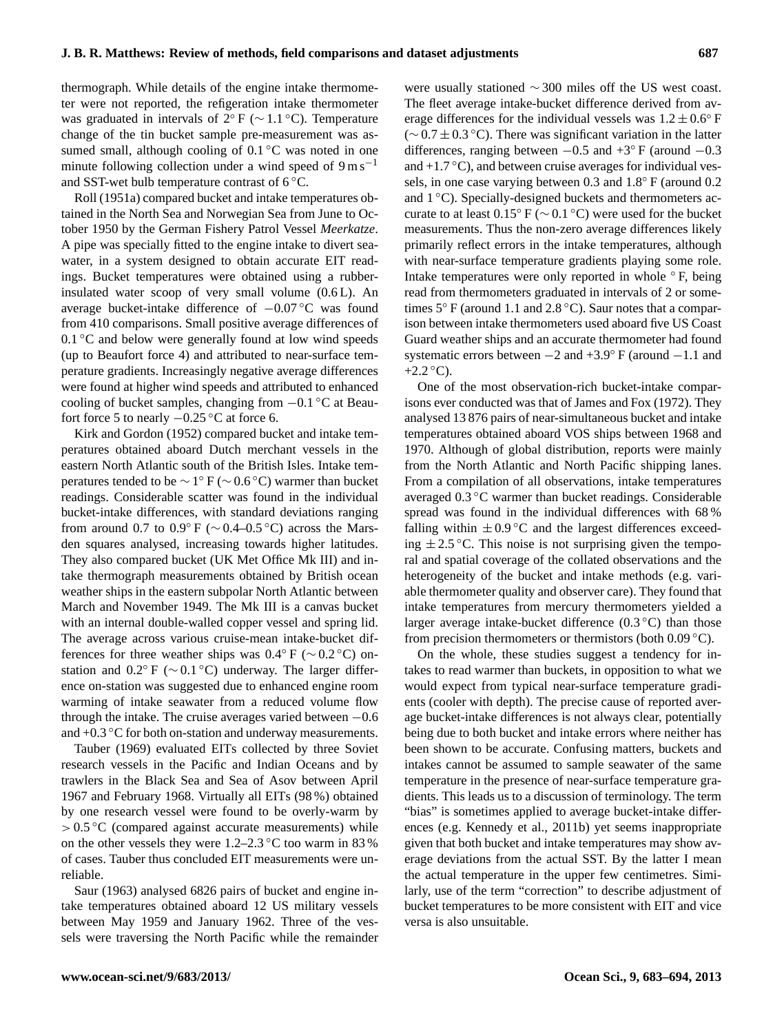thermograph. While details of the engine intake thermometer were not reported, the refigeration intake thermometer was graduated in intervals of $2^{\circ}$ F ($\sim 1.1\,^{\circ}$C). Temperature change of the tin bucket sample pre-measurement was assumed small, although cooling of $0.1\,^{\circ}$C was noted in one minute following collection under a wind speed of $9\,\mathrm{m\,s^{-1}}$ and SST-wet bulb temperature contrast of $6\,^{\circ}$C.

Roll (1951a) compared bucket and intake temperatures obtained in the North Sea and Norwegian Sea from June to October 1950 by the German Fishery Patrol Vessel *Meerkatze*. A pipe was specially fitted to the engine intake to divert seawater, in a system designed to obtain accurate EIT readings. Bucket temperatures were obtained using a rubber-insulated water scoop of very small volume (0.6 L). An average bucket-intake difference of $-0.07\,^{\circ}$C was found from 410 comparisons. Small positive average differences of $0.1\,^{\circ}$C and below were generally found at low wind speeds (up to Beaufort force 4) and attributed to near-surface temperature gradients. Increasingly negative average differences were found at higher wind speeds and attributed to enhanced cooling of bucket samples, changing from $-0.1\,^{\circ}$C at Beaufort force 5 to nearly $-0.25\,^{\circ}$C at force 6.

Kirk and Gordon (1952) compared bucket and intake temperatures obtained aboard Dutch merchant vessels in the eastern North Atlantic south of the British Isles. Intake temperatures tended to be $\sim 1^{\circ}$ F ($\sim 0.6\,^{\circ}$C) warmer than bucket readings. Considerable scatter was found in the individual bucket-intake differences, with standard deviations ranging from around 0.7 to $0.9^{\circ}$ F ($\sim 0.4$–$0.5\,^{\circ}$C) across the Marsden squares analysed, increasing towards higher latitudes. They also compared bucket (UK Met Office Mk III) and intake thermograph measurements obtained by British ocean weather ships in the eastern subpolar North Atlantic between March and November 1949. The Mk III is a canvas bucket with an internal double-walled copper vessel and spring lid. The average across various cruise-mean intake-bucket differences for three weather ships was $0.4^{\circ}$ F ($\sim 0.2\,^{\circ}$C) on-station and $0.2^{\circ}$ F ($\sim 0.1\,^{\circ}$C) underway. The larger difference on-station was suggested due to enhanced engine room warming of intake seawater from a reduced volume flow through the intake. The cruise averages varied between $-0.6$ and $+0.3\,^{\circ}$C for both on-station and underway measurements.

Tauber (1969) evaluated EITs collected by three Soviet research vessels in the Pacific and Indian Oceans and by trawlers in the Black Sea and Sea of Asov between April 1967 and February 1968. Virtually all EITs (98 %) obtained by one research vessel were found to be overly-warm by $> 0.5\,^{\circ}$C (compared against accurate measurements) while on the other vessels they were 1.2–$2.3\,^{\circ}$C too warm in 83 % of cases. Tauber thus concluded EIT measurements were unreliable.

Saur (1963) analysed 6826 pairs of bucket and engine intake temperatures obtained aboard 12 US military vessels between May 1959 and January 1962. Three of the vessels were traversing the North Pacific while the remainder were usually stationed $\sim 300$ miles off the US west coast. The fleet average intake-bucket difference derived from average differences for the individual vessels was $1.2 \pm 0.6^{\circ}$ F ($\sim 0.7 \pm 0.3\,^{\circ}$C). There was significant variation in the latter differences, ranging between $-0.5$ and $+3^{\circ}$ F (around $-0.3$ and $+1.7\,^{\circ}$C), and between cruise averages for individual vessels, in one case varying between 0.3 and $1.8^{\circ}$ F (around 0.2 and $1\,^{\circ}$C). Specially-designed buckets and thermometers accurate to at least $0.15^{\circ}$ F ($\sim 0.1\,^{\circ}$C) were used for the bucket measurements. Thus the non-zero average differences likely primarily reflect errors in the intake temperatures, although with near-surface temperature gradients playing some role. Intake temperatures were only reported in whole $^{\circ}$ F, being read from thermometers graduated in intervals of 2 or sometimes $5^{\circ}$ F (around 1.1 and $2.8\,^{\circ}$C). Saur notes that a comparison between intake thermometers used aboard five US Coast Guard weather ships and an accurate thermometer had found systematic errors between $-2$ and $+3.9^{\circ}$ F (around $-1.1$ and $+2.2\,^{\circ}$C).

One of the most observation-rich bucket-intake comparisons ever conducted was that of James and Fox (1972). They analysed 13 876 pairs of near-simultaneous bucket and intake temperatures obtained aboard VOS ships between 1968 and 1970. Although of global distribution, reports were mainly from the North Atlantic and North Pacific shipping lanes. From a compilation of all observations, intake temperatures averaged $0.3\,^{\circ}$C warmer than bucket readings. Considerable spread was found in the individual differences with 68 % falling within $\pm 0.9\,^{\circ}$C and the largest differences exceeding $\pm 2.5\,^{\circ}$C. This noise is not surprising given the temporal and spatial coverage of the collated observations and the heterogeneity of the bucket and intake methods (e.g. variable thermometer quality and observer care). They found that intake temperatures from mercury thermometers yielded a larger average intake-bucket difference ($0.3\,^{\circ}$C) than those from precision thermometers or thermistors (both $0.09\,^{\circ}$C).

On the whole, these studies suggest a tendency for intakes to read warmer than buckets, in opposition to what we would expect from typical near-surface temperature gradients (cooler with depth). The precise cause of reported average bucket-intake differences is not always clear, potentially being due to both bucket and intake errors where neither has been shown to be accurate. Confusing matters, buckets and intakes cannot be assumed to sample seawater of the same temperature in the presence of near-surface temperature gradients. This leads us to a discussion of terminology. The term "bias" is sometimes applied to average bucket-intake differences (e.g. Kennedy et al., 2011b) yet seems inappropriate given that both bucket and intake temperatures may show average deviations from the actual SST. By the latter I mean the actual temperature in the upper few centimetres. Similarly, use of the term "correction" to describe adjustment of bucket temperatures to be more consistent with EIT and vice versa is also unsuitable.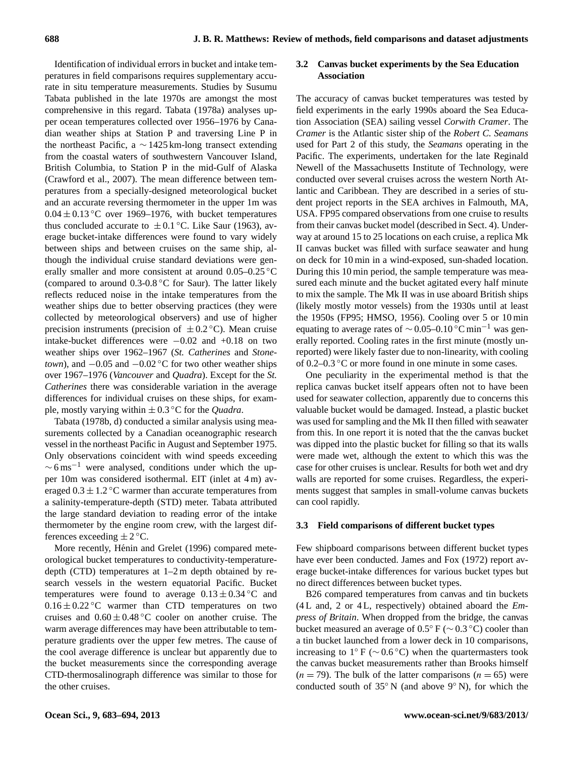Identification of individual errors in bucket and intake temperatures in field comparisons requires supplementary accurate in situ temperature measurements. Studies by Susumu Tabata published in the late 1970s are amongst the most comprehensive in this regard. Tabata (1978a) analyses upper ocean temperatures collected over 1956–1976 by Canadian weather ships at Station P and traversing Line P in the northeast Pacific, a $\sim 1425$ km-long transect extending from the coastal waters of southwestern Vancouver Island, British Columbia, to Station P in the mid-Gulf of Alaska (Crawford et al., 2007). The mean difference between temperatures from a specially-designed meteorological bucket and an accurate reversing thermometer in the upper 1m was $0.04 \pm 0.13$ °C over 1969–1976, with bucket temperatures thus concluded accurate to $\pm 0.1$ °C. Like Saur (1963), average bucket-intake differences were found to vary widely between ships and between cruises on the same ship, although the individual cruise standard deviations were generally smaller and more consistent at around 0.05–0.25 °C (compared to around 0.3-0.8 °C for Saur). The latter likely reflects reduced noise in the intake temperatures from the weather ships due to better observing practices (they were collected by meteorological observers) and use of higher precision instruments (precision of $\pm 0.2$ °C). Mean cruise intake-bucket differences were $-0.02$ and $+0.18$ on two weather ships over 1962–1967 (*St. Catherines* and *Stonetown*), and $-0.05$ and $-0.02$ °C for two other weather ships over 1967–1976 (*Vancouver* and *Quadra*). Except for the *St. Catherines* there was considerable variation in the average differences for individual cruises on these ships, for example, mostly varying within $\pm 0.3$ °C for the *Quadra*.

Tabata (1978b, d) conducted a similar analysis using measurements collected by a Canadian oceanographic research vessel in the northeast Pacific in August and September 1975. Only observations coincident with wind speeds exceeding $\sim 6\,\mathrm{m\,s^{-1}}$ were analysed, conditions under which the upper 10m was considered isothermal. EIT (inlet at 4 m) averaged $0.3 \pm 1.2$ °C warmer than accurate temperatures from a salinity-temperature-depth (STD) meter. Tabata attributed the large standard deviation to reading error of the intake thermometer by the engine room crew, with the largest differences exceeding $\pm 2$ °C.

More recently, Hénin and Grelet (1996) compared meteorological bucket temperatures to conductivity-temperature-depth (CTD) temperatures at 1–2 m depth obtained by research vessels in the western equatorial Pacific. Bucket temperatures were found to average $0.13 \pm 0.34$ °C and $0.16 \pm 0.22$ °C warmer than CTD temperatures on two cruises and $0.60 \pm 0.48$ °C cooler on another cruise. The warm average differences may have been attributable to temperature gradients over the upper few metres. The cause of the cool average difference is unclear but apparently due to the bucket measurements since the corresponding average CTD-thermosalinograph difference was similar to those for the other cruises.

### 3.2 Canvas bucket experiments by the Sea Education Association

The accuracy of canvas bucket temperatures was tested by field experiments in the early 1990s aboard the Sea Education Association (SEA) sailing vessel *Corwith Cramer*. The *Cramer* is the Atlantic sister ship of the *Robert C. Seamans* used for Part 2 of this study, the *Seamans* operating in the Pacific. The experiments, undertaken for the late Reginald Newell of the Massachusetts Institute of Technology, were conducted over several cruises across the western North Atlantic and Caribbean. They are described in a series of student project reports in the SEA archives in Falmouth, MA, USA. FP95 compared observations from one cruise to results from their canvas bucket model (described in Sect. 4). Underway at around 15 to 25 locations on each cruise, a replica Mk II canvas bucket was filled with surface seawater and hung on deck for 10 min in a wind-exposed, sun-shaded location. During this 10 min period, the sample temperature was measured each minute and the bucket agitated every half minute to mix the sample. The Mk II was in use aboard British ships (likely mostly motor vessels) from the 1930s until at least the 1950s (FP95; HMSO, 1956). Cooling over 5 or 10 min equating to average rates of $\sim 0.05$–$0.10\,°\mathrm{C\,min^{-1}}$ was generally reported. Cooling rates in the first minute (mostly unreported) were likely faster due to non-linearity, with cooling of 0.2–0.3 °C or more found in one minute in some cases.

One peculiarity in the experimental method is that the replica canvas bucket itself appears often not to have been used for seawater collection, apparently due to concerns this valuable bucket would be damaged. Instead, a plastic bucket was used for sampling and the Mk II then filled with seawater from this. In one report it is noted that the the canvas bucket was dipped into the plastic bucket for filling so that its walls were made wet, although the extent to which this was the case for other cruises is unclear. Results for both wet and dry walls are reported for some cruises. Regardless, the experiments suggest that samples in small-volume canvas buckets can cool rapidly.

### 3.3 Field comparisons of different bucket types

Few shipboard comparisons between different bucket types have ever been conducted. James and Fox (1972) report average bucket-intake differences for various bucket types but no direct differences between bucket types.

B26 compared temperatures from canvas and tin buckets (4 L and, 2 or 4 L, respectively) obtained aboard the *Empress of Britain*. When dropped from the bridge, the canvas bucket measured an average of 0.5° F ($\sim 0.3$ °C) cooler than a tin bucket launched from a lower deck in 10 comparisons, increasing to 1° F ($\sim 0.6$ °C) when the quartermasters took the canvas bucket measurements rather than Brooks himself ($n = 79$). The bulk of the latter comparisons ($n = 65$) were conducted south of 35° N (and above 9° N), for which the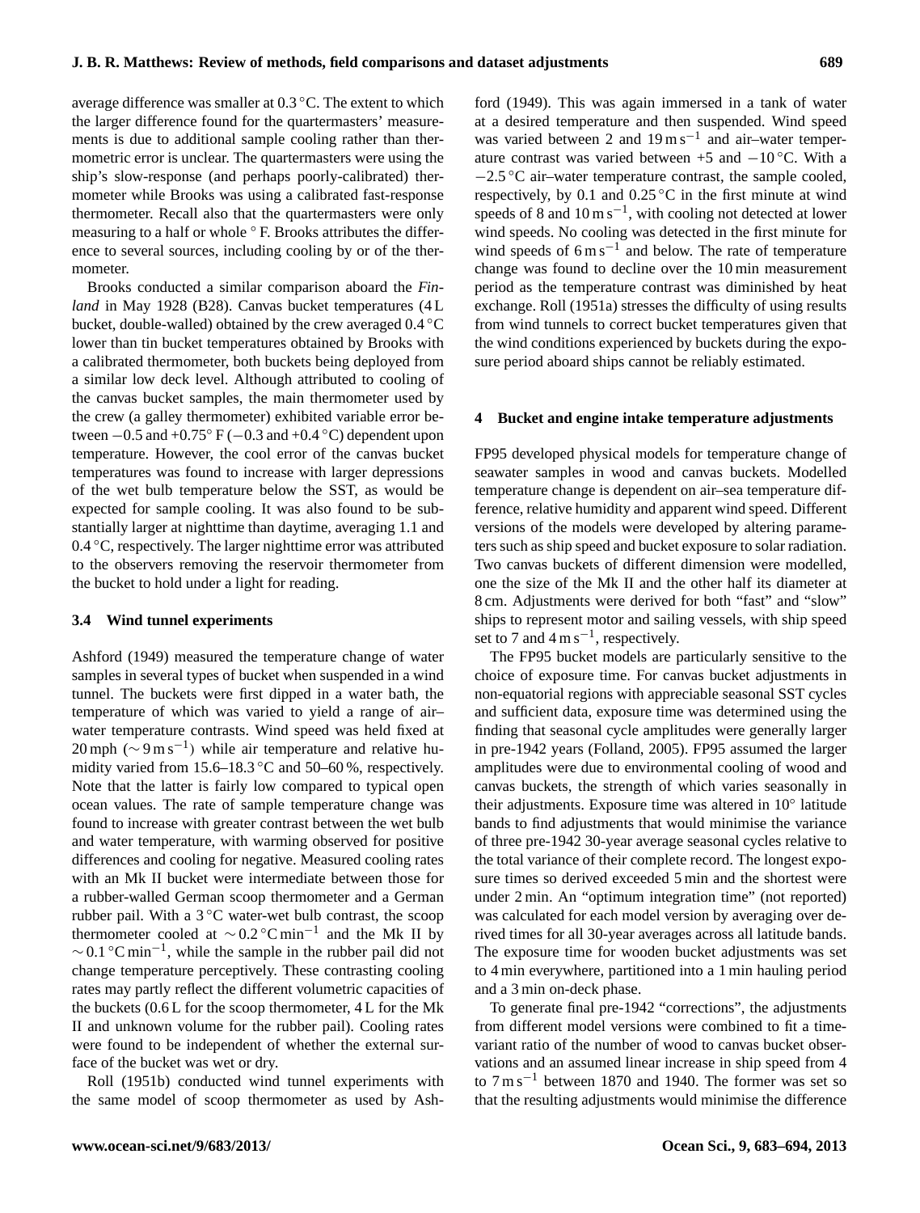average difference was smaller at 0.3 °C. The extent to which the larger difference found for the quartermasters' measurements is due to additional sample cooling rather than thermometric error is unclear. The quartermasters were using the ship's slow-response (and perhaps poorly-calibrated) thermometer while Brooks was using a calibrated fast-response thermometer. Recall also that the quartermasters were only measuring to a half or whole ° F. Brooks attributes the difference to several sources, including cooling by or of the thermometer.

Brooks conducted a similar comparison aboard the *Finland* in May 1928 (B28). Canvas bucket temperatures (4 L bucket, double-walled) obtained by the crew averaged 0.4 °C lower than tin bucket temperatures obtained by Brooks with a calibrated thermometer, both buckets being deployed from a similar low deck level. Although attributed to cooling of the canvas bucket samples, the main thermometer used by the crew (a galley thermometer) exhibited variable error between −0.5 and +0.75° F (−0.3 and +0.4 °C) dependent upon temperature. However, the cool error of the canvas bucket temperatures was found to increase with larger depressions of the wet bulb temperature below the SST, as would be expected for sample cooling. It was also found to be substantially larger at nighttime than daytime, averaging 1.1 and 0.4 °C, respectively. The larger nighttime error was attributed to the observers removing the reservoir thermometer from the bucket to hold under a light for reading.

### 3.4 Wind tunnel experiments

Ashford (1949) measured the temperature change of water samples in several types of bucket when suspended in a wind tunnel. The buckets were first dipped in a water bath, the temperature of which was varied to yield a range of air–water temperature contrasts. Wind speed was held fixed at 20 mph ($\sim 9\,\mathrm{m\,s^{-1}}$) while air temperature and relative humidity varied from 15.6–18.3 °C and 50–60 %, respectively. Note that the latter is fairly low compared to typical open ocean values. The rate of sample temperature change was found to increase with greater contrast between the wet bulb and water temperature, with warming observed for positive differences and cooling for negative. Measured cooling rates with an Mk II bucket were intermediate between those for a rubber-walled German scoop thermometer and a German rubber pail. With a 3 °C water-wet bulb contrast, the scoop thermometer cooled at $\sim 0.2\,^{\circ}\mathrm{C\,min^{-1}}$ and the Mk II by $\sim 0.1\,^{\circ}\mathrm{C\,min^{-1}}$, while the sample in the rubber pail did not change temperature perceptively. These contrasting cooling rates may partly reflect the different volumetric capacities of the buckets (0.6 L for the scoop thermometer, 4 L for the Mk II and unknown volume for the rubber pail). Cooling rates were found to be independent of whether the external surface of the bucket was wet or dry.

Roll (1951b) conducted wind tunnel experiments with the same model of scoop thermometer as used by Ashford (1949). This was again immersed in a tank of water at a desired temperature and then suspended. Wind speed was varied between 2 and $19\,\mathrm{m\,s^{-1}}$ and air–water temperature contrast was varied between +5 and −10 °C. With a −2.5 °C air–water temperature contrast, the sample cooled, respectively, by 0.1 and 0.25 °C in the first minute at wind speeds of 8 and $10\,\mathrm{m\,s^{-1}}$, with cooling not detected at lower wind speeds. No cooling was detected in the first minute for wind speeds of $6\,\mathrm{m\,s^{-1}}$ and below. The rate of temperature change was found to decline over the 10 min measurement period as the temperature contrast was diminished by heat exchange. Roll (1951a) stresses the difficulty of using results from wind tunnels to correct bucket temperatures given that the wind conditions experienced by buckets during the exposure period aboard ships cannot be reliably estimated.

## 4 Bucket and engine intake temperature adjustments

FP95 developed physical models for temperature change of seawater samples in wood and canvas buckets. Modelled temperature change is dependent on air–sea temperature difference, relative humidity and apparent wind speed. Different versions of the models were developed by altering parameters such as ship speed and bucket exposure to solar radiation. Two canvas buckets of different dimension were modelled, one the size of the Mk II and the other half its diameter at 8 cm. Adjustments were derived for both "fast" and "slow" ships to represent motor and sailing vessels, with ship speed set to 7 and $4\,\mathrm{m\,s^{-1}}$, respectively.

The FP95 bucket models are particularly sensitive to the choice of exposure time. For canvas bucket adjustments in non-equatorial regions with appreciable seasonal SST cycles and sufficient data, exposure time was determined using the finding that seasonal cycle amplitudes were generally larger in pre-1942 years (Folland, 2005). FP95 assumed the larger amplitudes were due to environmental cooling of wood and canvas buckets, the strength of which varies seasonally in their adjustments. Exposure time was altered in 10° latitude bands to find adjustments that would minimise the variance of three pre-1942 30-year average seasonal cycles relative to the total variance of their complete record. The longest exposure times so derived exceeded 5 min and the shortest were under 2 min. An "optimum integration time" (not reported) was calculated for each model version by averaging over derived times for all 30-year averages across all latitude bands. The exposure time for wooden bucket adjustments was set to 4 min everywhere, partitioned into a 1 min hauling period and a 3 min on-deck phase.

To generate final pre-1942 "corrections", the adjustments from different model versions were combined to fit a time-variant ratio of the number of wood to canvas bucket observations and an assumed linear increase in ship speed from 4 to $7\,\mathrm{m\,s^{-1}}$ between 1870 and 1940. The former was set so that the resulting adjustments would minimise the difference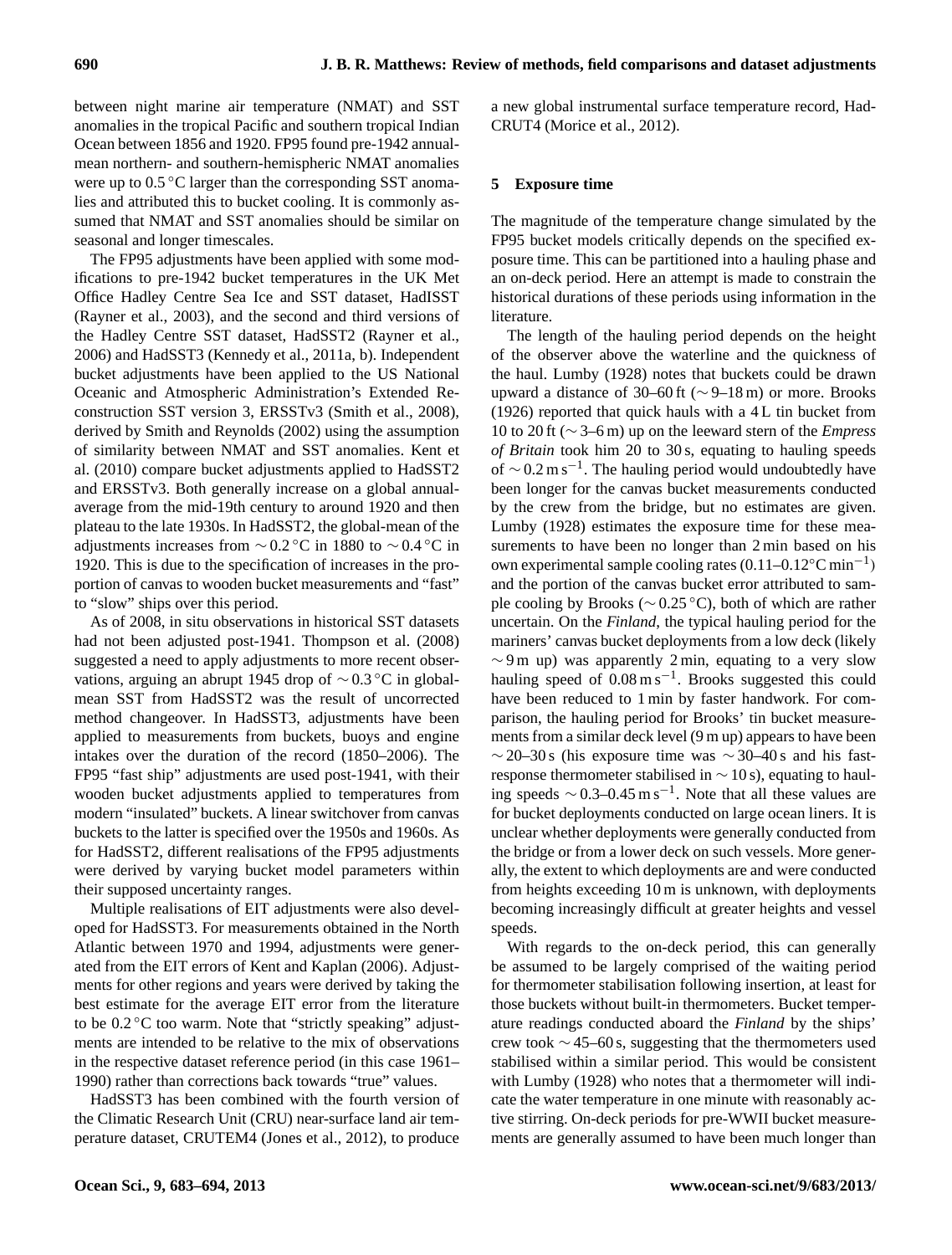between night marine air temperature (NMAT) and SST anomalies in the tropical Pacific and southern tropical Indian Ocean between 1856 and 1920. FP95 found pre-1942 annual-mean northern- and southern-hemispheric NMAT anomalies were up to 0.5 °C larger than the corresponding SST anomalies and attributed this to bucket cooling. It is commonly assumed that NMAT and SST anomalies should be similar on seasonal and longer timescales.

The FP95 adjustments have been applied with some modifications to pre-1942 bucket temperatures in the UK Met Office Hadley Centre Sea Ice and SST dataset, HadISST (Rayner et al., 2003), and the second and third versions of the Hadley Centre SST dataset, HadSST2 (Rayner et al., 2006) and HadSST3 (Kennedy et al., 2011a, b). Independent bucket adjustments have been applied to the US National Oceanic and Atmospheric Administration's Extended Reconstruction SST version 3, ERSSTv3 (Smith et al., 2008), derived by Smith and Reynolds (2002) using the assumption of similarity between NMAT and SST anomalies. Kent et al. (2010) compare bucket adjustments applied to HadSST2 and ERSSTv3. Both generally increase on a global annual-average from the mid-19th century to around 1920 and then plateau to the late 1930s. In HadSST2, the global-mean of the adjustments increases from ∼ 0.2 °C in 1880 to ∼ 0.4 °C in 1920. This is due to the specification of increases in the proportion of canvas to wooden bucket measurements and "fast" to "slow" ships over this period.

As of 2008, in situ observations in historical SST datasets had not been adjusted post-1941. Thompson et al. (2008) suggested a need to apply adjustments to more recent observations, arguing an abrupt 1945 drop of ∼ 0.3 °C in global-mean SST from HadSST2 was the result of uncorrected method changeover. In HadSST3, adjustments have been applied to measurements from buckets, buoys and engine intakes over the duration of the record (1850–2006). The FP95 "fast ship" adjustments are used post-1941, with their wooden bucket adjustments applied to temperatures from modern "insulated" buckets. A linear switchover from canvas buckets to the latter is specified over the 1950s and 1960s. As for HadSST2, different realisations of the FP95 adjustments were derived by varying bucket model parameters within their supposed uncertainty ranges.

Multiple realisations of EIT adjustments were also developed for HadSST3. For measurements obtained in the North Atlantic between 1970 and 1994, adjustments were generated from the EIT errors of Kent and Kaplan (2006). Adjustments for other regions and years were derived by taking the best estimate for the average EIT error from the literature to be 0.2 °C too warm. Note that "strictly speaking" adjustments are intended to be relative to the mix of observations in the respective dataset reference period (in this case 1961–1990) rather than corrections back towards "true" values.

HadSST3 has been combined with the fourth version of the Climatic Research Unit (CRU) near-surface land air temperature dataset, CRUTEM4 (Jones et al., 2012), to produce a new global instrumental surface temperature record, HadCRUT4 (Morice et al., 2012).

## 5 Exposure time

The magnitude of the temperature change simulated by the FP95 bucket models critically depends on the specified exposure time. This can be partitioned into a hauling phase and an on-deck period. Here an attempt is made to constrain the historical durations of these periods using information in the literature.

The length of the hauling period depends on the height of the observer above the waterline and the quickness of the haul. Lumby (1928) notes that buckets could be drawn upward a distance of 30–60 ft (∼ 9–18 m) or more. Brooks (1926) reported that quick hauls with a 4 L tin bucket from 10 to 20 ft (∼ 3–6 m) up on the leeward stern of the *Empress of Britain* took him 20 to 30 s, equating to hauling speeds of ∼ 0.2 m s$^{-1}$. The hauling period would undoubtedly have been longer for the canvas bucket measurements conducted by the crew from the bridge, but no estimates are given. Lumby (1928) estimates the exposure time for these measurements to have been no longer than 2 min based on his own experimental sample cooling rates (0.11–0.12°C min$^{-1}$) and the portion of the canvas bucket error attributed to sample cooling by Brooks (∼ 0.25 °C), both of which are rather uncertain. On the *Finland*, the typical hauling period for the mariners' canvas bucket deployments from a low deck (likely ∼ 9 m up) was apparently 2 min, equating to a very slow hauling speed of 0.08 m s$^{-1}$. Brooks suggested this could have been reduced to 1 min by faster handwork. For comparison, the hauling period for Brooks' tin bucket measurements from a similar deck level (9 m up) appears to have been ∼ 20–30 s (his exposure time was ∼ 30–40 s and his fast-response thermometer stabilised in ∼ 10 s), equating to hauling speeds ∼ 0.3–0.45 m s$^{-1}$. Note that all these values are for bucket deployments conducted on large ocean liners. It is unclear whether deployments were generally conducted from the bridge or from a lower deck on such vessels. More generally, the extent to which deployments are and were conducted from heights exceeding 10 m is unknown, with deployments becoming increasingly difficult at greater heights and vessel speeds.

With regards to the on-deck period, this can generally be assumed to be largely comprised of the waiting period for thermometer stabilisation following insertion, at least for those buckets without built-in thermometers. Bucket temperature readings conducted aboard the *Finland* by the ships' crew took ∼ 45–60 s, suggesting that the thermometers used stabilised within a similar period. This would be consistent with Lumby (1928) who notes that a thermometer will indicate the water temperature in one minute with reasonably active stirring. On-deck periods for pre-WWII bucket measurements are generally assumed to have been much longer than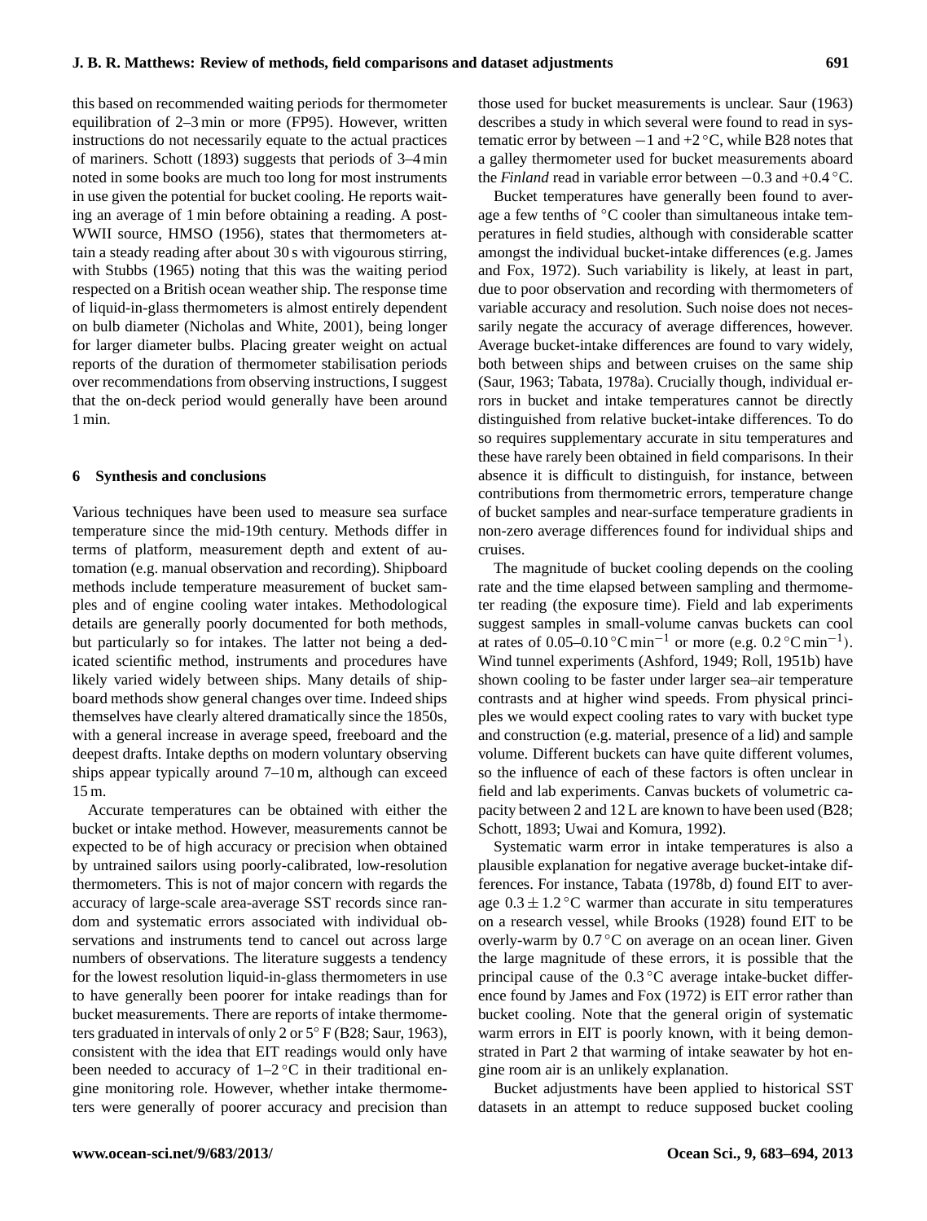this based on recommended waiting periods for thermometer equilibration of 2–3 min or more (FP95). However, written instructions do not necessarily equate to the actual practices of mariners. Schott (1893) suggests that periods of 3–4 min noted in some books are much too long for most instruments in use given the potential for bucket cooling. He reports waiting an average of 1 min before obtaining a reading. A post-WWII source, HMSO (1956), states that thermometers attain a steady reading after about 30 s with vigourous stirring, with Stubbs (1965) noting that this was the waiting period respected on a British ocean weather ship. The response time of liquid-in-glass thermometers is almost entirely dependent on bulb diameter (Nicholas and White, 2001), being longer for larger diameter bulbs. Placing greater weight on actual reports of the duration of thermometer stabilisation periods over recommendations from observing instructions, I suggest that the on-deck period would generally have been around 1 min.

## 6 Synthesis and conclusions

Various techniques have been used to measure sea surface temperature since the mid-19th century. Methods differ in terms of platform, measurement depth and extent of automation (e.g. manual observation and recording). Shipboard methods include temperature measurement of bucket samples and of engine cooling water intakes. Methodological details are generally poorly documented for both methods, but particularly so for intakes. The latter not being a dedicated scientific method, instruments and procedures have likely varied widely between ships. Many details of shipboard methods show general changes over time. Indeed ships themselves have clearly altered dramatically since the 1850s, with a general increase in average speed, freeboard and the deepest drafts. Intake depths on modern voluntary observing ships appear typically around 7–10 m, although can exceed 15 m.

Accurate temperatures can be obtained with either the bucket or intake method. However, measurements cannot be expected to be of high accuracy or precision when obtained by untrained sailors using poorly-calibrated, low-resolution thermometers. This is not of major concern with regards the accuracy of large-scale area-average SST records since random and systematic errors associated with individual observations and instruments tend to cancel out across large numbers of observations. The literature suggests a tendency for the lowest resolution liquid-in-glass thermometers in use to have generally been poorer for intake readings than for bucket measurements. There are reports of intake thermometers graduated in intervals of only 2 or 5° F (B28; Saur, 1963), consistent with the idea that EIT readings would only have been needed to accuracy of 1–2 °C in their traditional engine monitoring role. However, whether intake thermometers were generally of poorer accuracy and precision than those used for bucket measurements is unclear. Saur (1963) describes a study in which several were found to read in systematic error by between −1 and +2 °C, while B28 notes that a galley thermometer used for bucket measurements aboard the *Finland* read in variable error between −0.3 and +0.4 °C.

Bucket temperatures have generally been found to average a few tenths of °C cooler than simultaneous intake temperatures in field studies, although with considerable scatter amongst the individual bucket-intake differences (e.g. James and Fox, 1972). Such variability is likely, at least in part, due to poor observation and recording with thermometers of variable accuracy and resolution. Such noise does not necessarily negate the accuracy of average differences, however. Average bucket-intake differences are found to vary widely, both between ships and between cruises on the same ship (Saur, 1963; Tabata, 1978a). Crucially though, individual errors in bucket and intake temperatures cannot be directly distinguished from relative bucket-intake differences. To do so requires supplementary accurate in situ temperatures and these have rarely been obtained in field comparisons. In their absence it is difficult to distinguish, for instance, between contributions from thermometric errors, temperature change of bucket samples and near-surface temperature gradients in non-zero average differences found for individual ships and cruises.

The magnitude of bucket cooling depends on the cooling rate and the time elapsed between sampling and thermometer reading (the exposure time). Field and lab experiments suggest samples in small-volume canvas buckets can cool at rates of 0.05–0.10 °C $\text{min}^{-1}$ or more (e.g. 0.2 °C $\text{min}^{-1}$). Wind tunnel experiments (Ashford, 1949; Roll, 1951b) have shown cooling to be faster under larger sea–air temperature contrasts and at higher wind speeds. From physical principles we would expect cooling rates to vary with bucket type and construction (e.g. material, presence of a lid) and sample volume. Different buckets can have quite different volumes, so the influence of each of these factors is often unclear in field and lab experiments. Canvas buckets of volumetric capacity between 2 and 12 L are known to have been used (B28; Schott, 1893; Uwai and Komura, 1992).

Systematic warm error in intake temperatures is also a plausible explanation for negative average bucket-intake differences. For instance, Tabata (1978b, d) found EIT to average $0.3 \pm 1.2$ °C warmer than accurate in situ temperatures on a research vessel, while Brooks (1928) found EIT to be overly-warm by 0.7 °C on average on an ocean liner. Given the large magnitude of these errors, it is possible that the principal cause of the 0.3 °C average intake-bucket difference found by James and Fox (1972) is EIT error rather than bucket cooling. Note that the general origin of systematic warm errors in EIT is poorly known, with it being demonstrated in Part 2 that warming of intake seawater by hot engine room air is an unlikely explanation.

Bucket adjustments have been applied to historical SST datasets in an attempt to reduce supposed bucket cooling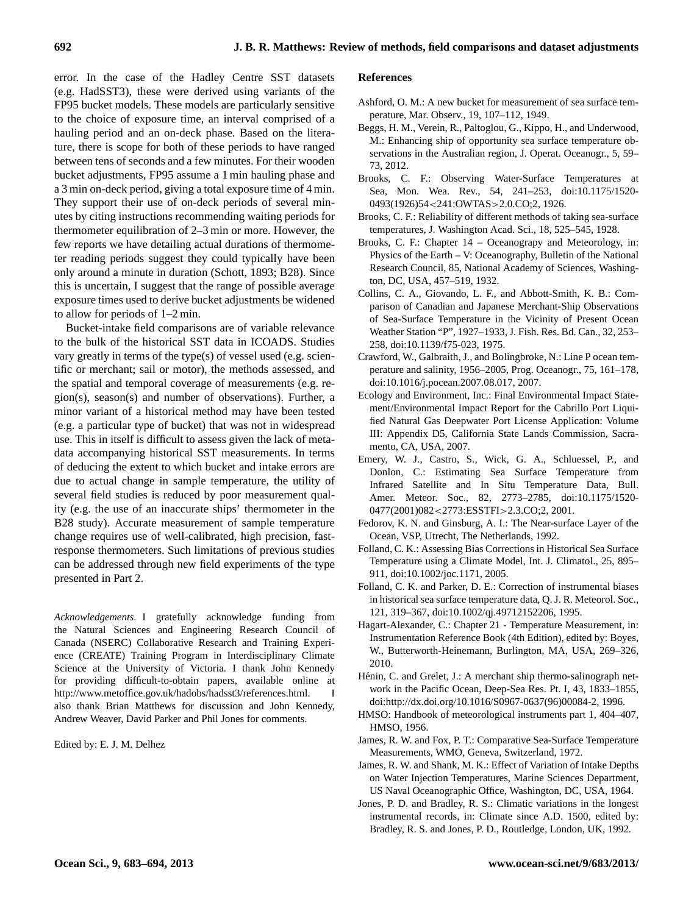error. In the case of the Hadley Centre SST datasets (e.g. HadSST3), these were derived using variants of the FP95 bucket models. These models are particularly sensitive to the choice of exposure time, an interval comprised of a hauling period and an on-deck phase. Based on the literature, there is scope for both of these periods to have ranged between tens of seconds and a few minutes. For their wooden bucket adjustments, FP95 assume a 1 min hauling phase and a 3 min on-deck period, giving a total exposure time of 4 min. They support their use of on-deck periods of several minutes by citing instructions recommending waiting periods for thermometer equilibration of 2–3 min or more. However, the few reports we have detailing actual durations of thermometer reading periods suggest they could typically have been only around a minute in duration (Schott, 1893; B28). Since this is uncertain, I suggest that the range of possible average exposure times used to derive bucket adjustments be widened to allow for periods of 1–2 min.

Bucket-intake field comparisons are of variable relevance to the bulk of the historical SST data in ICOADS. Studies vary greatly in terms of the type(s) of vessel used (e.g. scientific or merchant; sail or motor), the methods assessed, and the spatial and temporal coverage of measurements (e.g. region(s), season(s) and number of observations). Further, a minor variant of a historical method may have been tested (e.g. a particular type of bucket) that was not in widespread use. This in itself is difficult to assess given the lack of metadata accompanying historical SST measurements. In terms of deducing the extent to which bucket and intake errors are due to actual change in sample temperature, the utility of several field studies is reduced by poor measurement quality (e.g. the use of an inaccurate ships' thermometer in the B28 study). Accurate measurement of sample temperature change requires use of well-calibrated, high precision, fast-response thermometers. Such limitations of previous studies can be addressed through new field experiments of the type presented in Part 2.

*Acknowledgements.* I gratefully acknowledge funding from the Natural Sciences and Engineering Research Council of Canada (NSERC) Collaborative Research and Training Experience (CREATE) Training Program in Interdisciplinary Climate Science at the University of Victoria. I thank John Kennedy for providing difficult-to-obtain papers, available online at http://www.metoffice.gov.uk/hadobs/hadsst3/references.html. I also thank Brian Matthews for discussion and John Kennedy, Andrew Weaver, David Parker and Phil Jones for comments.

Edited by: E. J. M. Delhez

## References

Ashford, O. M.: A new bucket for measurement of sea surface temperature, Mar. Observ., 19, 107–112, 1949.

Beggs, H. M., Verein, R., Paltoglou, G., Kippo, H., and Underwood, M.: Enhancing ship of opportunity sea surface temperature observations in the Australian region, J. Operat. Oceanogr., 5, 59–73, 2012.

Brooks, C. F.: Observing Water-Surface Temperatures at Sea, Mon. Wea. Rev., 54, 241–253, doi:10.1175/1520-0493(1926)54<241:OWTAS>2.0.CO;2, 1926.

Brooks, C. F.: Reliability of different methods of taking sea-surface temperatures, J. Washington Acad. Sci., 18, 525–545, 1928.

Brooks, C. F.: Chapter 14 – Oceanograpy and Meteorology, in: Physics of the Earth – V: Oceanography, Bulletin of the National Research Council, 85, National Academy of Sciences, Washington, DC, USA, 457–519, 1932.

Collins, C. A., Giovando, L. F., and Abbott-Smith, K. B.: Comparison of Canadian and Japanese Merchant-Ship Observations of Sea-Surface Temperature in the Vicinity of Present Ocean Weather Station "P", 1927–1933, J. Fish. Res. Bd. Can., 32, 253–258, doi:10.1139/f75-023, 1975.

Crawford, W., Galbraith, J., and Bolingbroke, N.: Line P ocean temperature and salinity, 1956–2005, Prog. Oceanogr., 75, 161–178, doi:10.1016/j.pocean.2007.08.017, 2007.

Ecology and Environment, Inc.: Final Environmental Impact Statement/Environmental Impact Report for the Cabrillo Port Liquified Natural Gas Deepwater Port License Application: Volume III: Appendix D5, California State Lands Commission, Sacramento, CA, USA, 2007.

Emery, W. J., Castro, S., Wick, G. A., Schluessel, P., and Donlon, C.: Estimating Sea Surface Temperature from Infrared Satellite and In Situ Temperature Data, Bull. Amer. Meteor. Soc., 82, 2773–2785, doi:10.1175/1520-0477(2001)082<2773:ESSTFI>2.3.CO;2, 2001.

Fedorov, K. N. and Ginsburg, A. I.: The Near-surface Layer of the Ocean, VSP, Utrecht, The Netherlands, 1992.

Folland, C. K.: Assessing Bias Corrections in Historical Sea Surface Temperature using a Climate Model, Int. J. Climatol., 25, 895–911, doi:10.1002/joc.1171, 2005.

Folland, C. K. and Parker, D. E.: Correction of instrumental biases in historical sea surface temperature data, Q. J. R. Meteorol. Soc., 121, 319–367, doi:10.1002/qj.49712152206, 1995.

Hagart-Alexander, C.: Chapter 21 - Temperature Measurement, in: Instrumentation Reference Book (4th Edition), edited by: Boyes, W., Butterworth-Heinemann, Burlington, MA, USA, 269–326, 2010.

Hénin, C. and Grelet, J.: A merchant ship thermo-salinograph network in the Pacific Ocean, Deep-Sea Res. Pt. I, 43, 1833–1855, doi:http://dx.doi.org/10.1016/S0967-0637(96)00084-2, 1996.

HMSO: Handbook of meteorological instruments part 1, 404–407, HMSO, 1956.

James, R. W. and Fox, P. T.: Comparative Sea-Surface Temperature Measurements, WMO, Geneva, Switzerland, 1972.

James, R. W. and Shank, M. K.: Effect of Variation of Intake Depths on Water Injection Temperatures, Marine Sciences Department, US Naval Oceanographic Office, Washington, DC, USA, 1964.

Jones, P. D. and Bradley, R. S.: Climatic variations in the longest instrumental records, in: Climate since A.D. 1500, edited by: Bradley, R. S. and Jones, P. D., Routledge, London, UK, 1992.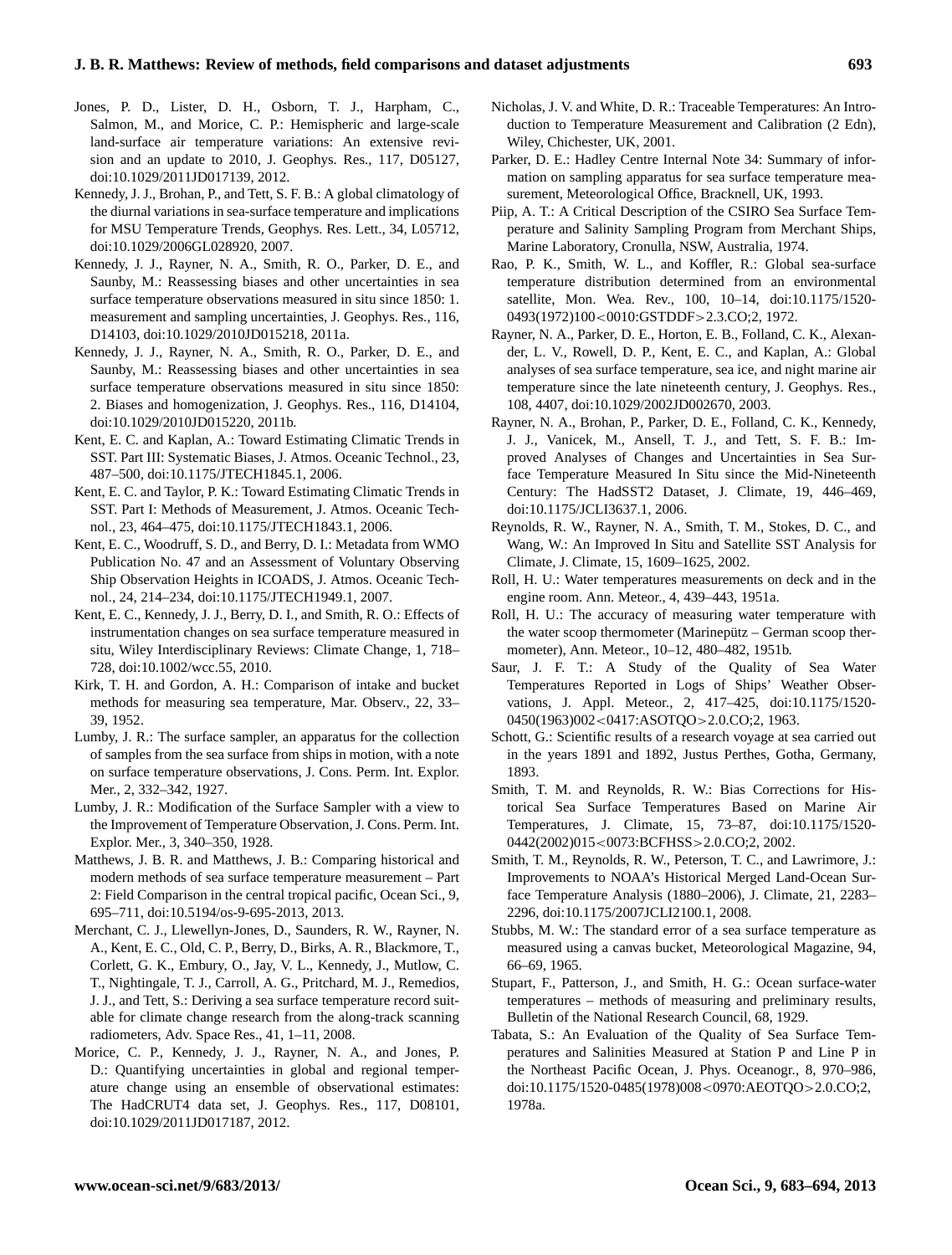Jones, P. D., Lister, D. H., Osborn, T. J., Harpham, C., Salmon, M., and Morice, C. P.: Hemispheric and large-scale land-surface air temperature variations: An extensive revision and an update to 2010, J. Geophys. Res., 117, D05127, doi:10.1029/2011JD017139, 2012.

Kennedy, J. J., Brohan, P., and Tett, S. F. B.: A global climatology of the diurnal variations in sea-surface temperature and implications for MSU Temperature Trends, Geophys. Res. Lett., 34, L05712, doi:10.1029/2006GL028920, 2007.

Kennedy, J. J., Rayner, N. A., Smith, R. O., Parker, D. E., and Saunby, M.: Reassessing biases and other uncertainties in sea surface temperature observations measured in situ since 1850: 1. measurement and sampling uncertainties, J. Geophys. Res., 116, D14103, doi:10.1029/2010JD015218, 2011a.

Kennedy, J. J., Rayner, N. A., Smith, R. O., Parker, D. E., and Saunby, M.: Reassessing biases and other uncertainties in sea surface temperature observations measured in situ since 1850: 2. Biases and homogenization, J. Geophys. Res., 116, D14104, doi:10.1029/2010JD015220, 2011b.

Kent, E. C. and Kaplan, A.: Toward Estimating Climatic Trends in SST. Part III: Systematic Biases, J. Atmos. Oceanic Technol., 23, 487–500, doi:10.1175/JTECH1845.1, 2006.

Kent, E. C. and Taylor, P. K.: Toward Estimating Climatic Trends in SST. Part I: Methods of Measurement, J. Atmos. Oceanic Technol., 23, 464–475, doi:10.1175/JTECH1843.1, 2006.

Kent, E. C., Woodruff, S. D., and Berry, D. I.: Metadata from WMO Publication No. 47 and an Assessment of Voluntary Observing Ship Observation Heights in ICOADS, J. Atmos. Oceanic Technol., 24, 214–234, doi:10.1175/JTECH1949.1, 2007.

Kent, E. C., Kennedy, J. J., Berry, D. I., and Smith, R. O.: Effects of instrumentation changes on sea surface temperature measured in situ, Wiley Interdisciplinary Reviews: Climate Change, 1, 718–728, doi:10.1002/wcc.55, 2010.

Kirk, T. H. and Gordon, A. H.: Comparison of intake and bucket methods for measuring sea temperature, Mar. Observ., 22, 33–39, 1952.

Lumby, J. R.: The surface sampler, an apparatus for the collection of samples from the sea surface from ships in motion, with a note on surface temperature observations, J. Cons. Perm. Int. Explor. Mer., 2, 332–342, 1927.

Lumby, J. R.: Modification of the Surface Sampler with a view to the Improvement of Temperature Observation, J. Cons. Perm. Int. Explor. Mer., 3, 340–350, 1928.

Matthews, J. B. R. and Matthews, J. B.: Comparing historical and modern methods of sea surface temperature measurement – Part 2: Field Comparison in the central tropical pacific, Ocean Sci., 9, 695–711, doi:10.5194/os-9-695-2013, 2013.

Merchant, C. J., Llewellyn-Jones, D., Saunders, R. W., Rayner, N. A., Kent, E. C., Old, C. P., Berry, D., Birks, A. R., Blackmore, T., Corlett, G. K., Embury, O., Jay, V. L., Kennedy, J., Mutlow, C. T., Nightingale, T. J., Carroll, A. G., Pritchard, M. J., Remedios, J. J., and Tett, S.: Deriving a sea surface temperature record suitable for climate change research from the along-track scanning radiometers, Adv. Space Res., 41, 1–11, 2008.

Morice, C. P., Kennedy, J. J., Rayner, N. A., and Jones, P. D.: Quantifying uncertainties in global and regional temperature change using an ensemble of observational estimates: The HadCRUT4 data set, J. Geophys. Res., 117, D08101, doi:10.1029/2011JD017187, 2012.

Nicholas, J. V. and White, D. R.: Traceable Temperatures: An Introduction to Temperature Measurement and Calibration (2 Edn), Wiley, Chichester, UK, 2001.

Parker, D. E.: Hadley Centre Internal Note 34: Summary of information on sampling apparatus for sea surface temperature measurement, Meteorological Office, Bracknell, UK, 1993.

Piip, A. T.: A Critical Description of the CSIRO Sea Surface Temperature and Salinity Sampling Program from Merchant Ships, Marine Laboratory, Cronulla, NSW, Australia, 1974.

Rao, P. K., Smith, W. L., and Koffler, R.: Global sea-surface temperature distribution determined from an environmental satellite, Mon. Wea. Rev., 100, 10–14, doi:10.1175/1520-0493(1972)100<0010:GSTDDF>2.3.CO;2, 1972.

Rayner, N. A., Parker, D. E., Horton, E. B., Folland, C. K., Alexander, L. V., Rowell, D. P., Kent, E. C., and Kaplan, A.: Global analyses of sea surface temperature, sea ice, and night marine air temperature since the late nineteenth century, J. Geophys. Res., 108, 4407, doi:10.1029/2002JD002670, 2003.

Rayner, N. A., Brohan, P., Parker, D. E., Folland, C. K., Kennedy, J. J., Vanicek, M., Ansell, T. J., and Tett, S. F. B.: Improved Analyses of Changes and Uncertainties in Sea Surface Temperature Measured In Situ since the Mid-Nineteenth Century: The HadSST2 Dataset, J. Climate, 19, 446–469, doi:10.1175/JCLI3637.1, 2006.

Reynolds, R. W., Rayner, N. A., Smith, T. M., Stokes, D. C., and Wang, W.: An Improved In Situ and Satellite SST Analysis for Climate, J. Climate, 15, 1609–1625, 2002.

Roll, H. U.: Water temperatures measurements on deck and in the engine room. Ann. Meteor., 4, 439–443, 1951a.

Roll, H. U.: The accuracy of measuring water temperature with the water scoop thermometer (Marinepütz – German scoop thermometer), Ann. Meteor., 10–12, 480–482, 1951b.

Saur, J. F. T.: A Study of the Quality of Sea Water Temperatures Reported in Logs of Ships' Weather Observations, J. Appl. Meteor., 2, 417–425, doi:10.1175/1520-0450(1963)002<0417:ASOTQO>2.0.CO;2, 1963.

Schott, G.: Scientific results of a research voyage at sea carried out in the years 1891 and 1892, Justus Perthes, Gotha, Germany, 1893.

Smith, T. M. and Reynolds, R. W.: Bias Corrections for Historical Sea Surface Temperatures Based on Marine Air Temperatures, J. Climate, 15, 73–87, doi:10.1175/1520-0442(2002)015<0073:BCFHSS>2.0.CO;2, 2002.

Smith, T. M., Reynolds, R. W., Peterson, T. C., and Lawrimore, J.: Improvements to NOAA's Historical Merged Land-Ocean Surface Temperature Analysis (1880–2006), J. Climate, 21, 2283–2296, doi:10.1175/2007JCLI2100.1, 2008.

Stubbs, M. W.: The standard error of a sea surface temperature as measured using a canvas bucket, Meteorological Magazine, 94, 66–69, 1965.

Stupart, F., Patterson, J., and Smith, H. G.: Ocean surface-water temperatures – methods of measuring and preliminary results, Bulletin of the National Research Council, 68, 1929.

Tabata, S.: An Evaluation of the Quality of Sea Surface Temperatures and Salinities Measured at Station P and Line P in the Northeast Pacific Ocean, J. Phys. Oceanogr., 8, 970–986, doi:10.1175/1520-0485(1978)008<0970:AEOTQO>2.0.CO;2, 1978a.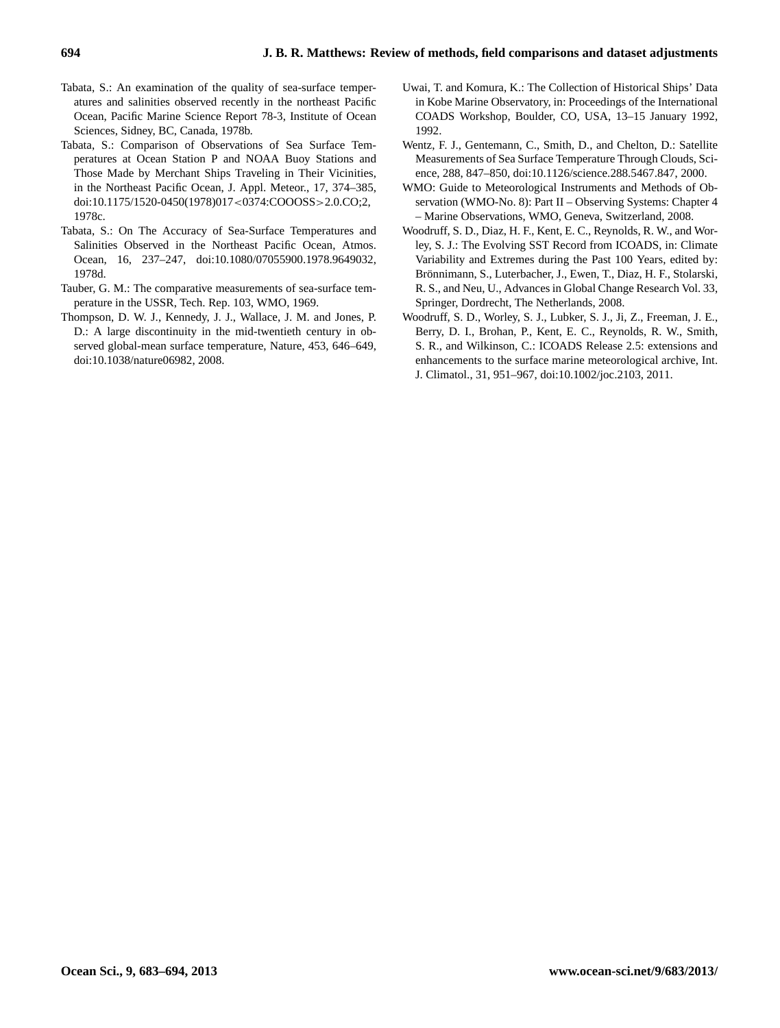Tabata, S.: An examination of the quality of sea-surface temperatures and salinities observed recently in the northeast Pacific Ocean, Pacific Marine Science Report 78-3, Institute of Ocean Sciences, Sidney, BC, Canada, 1978b.

Tabata, S.: Comparison of Observations of Sea Surface Temperatures at Ocean Station P and NOAA Buoy Stations and Those Made by Merchant Ships Traveling in Their Vicinities, in the Northeast Pacific Ocean, J. Appl. Meteor., 17, 374–385, doi:10.1175/1520-0450(1978)017<0374:COOOSS>2.0.CO;2, 1978c.

Tabata, S.: On The Accuracy of Sea-Surface Temperatures and Salinities Observed in the Northeast Pacific Ocean, Atmos. Ocean, 16, 237–247, doi:10.1080/07055900.1978.9649032, 1978d.

Tauber, G. M.: The comparative measurements of sea-surface temperature in the USSR, Tech. Rep. 103, WMO, 1969.

Thompson, D. W. J., Kennedy, J. J., Wallace, J. M. and Jones, P. D.: A large discontinuity in the mid-twentieth century in observed global-mean surface temperature, Nature, 453, 646–649, doi:10.1038/nature06982, 2008.

Uwai, T. and Komura, K.: The Collection of Historical Ships' Data in Kobe Marine Observatory, in: Proceedings of the International COADS Workshop, Boulder, CO, USA, 13–15 January 1992, 1992.

Wentz, F. J., Gentemann, C., Smith, D., and Chelton, D.: Satellite Measurements of Sea Surface Temperature Through Clouds, Science, 288, 847–850, doi:10.1126/science.288.5467.847, 2000.

WMO: Guide to Meteorological Instruments and Methods of Observation (WMO-No. 8): Part II – Observing Systems: Chapter 4 – Marine Observations, WMO, Geneva, Switzerland, 2008.

Woodruff, S. D., Diaz, H. F., Kent, E. C., Reynolds, R. W., and Worley, S. J.: The Evolving SST Record from ICOADS, in: Climate Variability and Extremes during the Past 100 Years, edited by: Brönnimann, S., Luterbacher, J., Ewen, T., Diaz, H. F., Stolarski, R. S., and Neu, U., Advances in Global Change Research Vol. 33, Springer, Dordrecht, The Netherlands, 2008.

Woodruff, S. D., Worley, S. J., Lubker, S. J., Ji, Z., Freeman, J. E., Berry, D. I., Brohan, P., Kent, E. C., Reynolds, R. W., Smith, S. R., and Wilkinson, C.: ICOADS Release 2.5: extensions and enhancements to the surface marine meteorological archive, Int. J. Climatol., 31, 951–967, doi:10.1002/joc.2103, 2011.